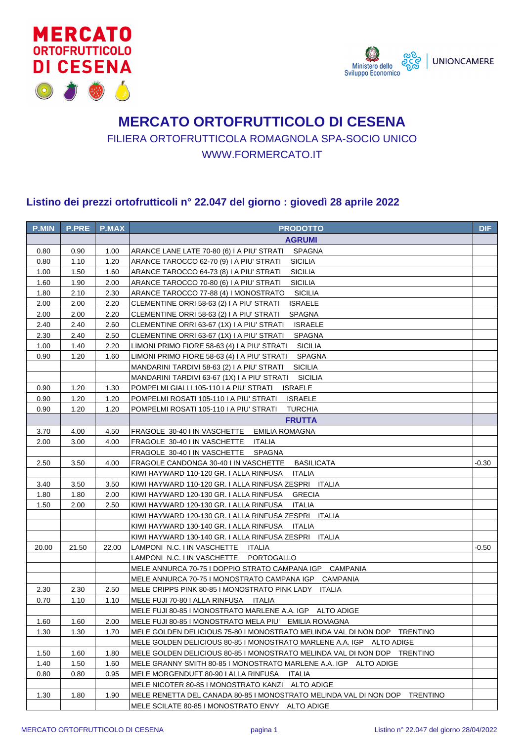# MERCATO ORTOFRUTTICOLO DI CESENA

FILIERA ORTOFRUTTICOLA ROMAGNOLA SPA-SOCIO UNICO

WWW.FORMERCATO.IT

## Listino dei prezzi ortofrutticoli n° 22.047 del giorno : giovedì 28 aprile 2022

| P.MIN | P.PRE | P.MAX | PRODOTTO | DIF |
|---|---|---|---|---|
| | | | **AGRUMI** | |
| 0.80 | 0.90 | 1.00 | ARANCE LANE LATE 70-80 (6) I A PIU' STRATI SPAGNA | |
| 0.80 | 1.10 | 1.20 | ARANCE TAROCCO 62-70 (9) I A PIU' STRATI SICILIA | |
| 1.00 | 1.50 | 1.60 | ARANCE TAROCCO 64-73 (8) I A PIU' STRATI SICILIA | |
| 1.60 | 1.90 | 2.00 | ARANCE TAROCCO 70-80 (6) I A PIU' STRATI SICILIA | |
| 1.80 | 2.10 | 2.30 | ARANCE TAROCCO 77-88 (4) I MONOSTRATO SICILIA | |
| 2.00 | 2.00 | 2.20 | CLEMENTINE ORRI 58-63 (2) I A PIU' STRATI ISRAELE | |
| 2.00 | 2.00 | 2.20 | CLEMENTINE ORRI 58-63 (2) I A PIU' STRATI SPAGNA | |
| 2.40 | 2.40 | 2.60 | CLEMENTINE ORRI 63-67 (1X) I A PIU' STRATI ISRAELE | |
| 2.30 | 2.40 | 2.50 | CLEMENTINE ORRI 63-67 (1X) I A PIU' STRATI SPAGNA | |
| 1.00 | 1.40 | 2.20 | LIMONI PRIMO FIORE 58-63 (4) I A PIU' STRATI SICILIA | |
| 0.90 | 1.20 | 1.60 | LIMONI PRIMO FIORE 58-63 (4) I A PIU' STRATI SPAGNA | |
| | | | MANDARINI TARDIVI 58-63 (2) I A PIU' STRATI SICILIA | |
| | | | MANDARINI TARDIVI 63-67 (1X) I A PIU' STRATI SICILIA | |
| 0.90 | 1.20 | 1.30 | POMPELMI GIALLI 105-110 I A PIU' STRATI ISRAELE | |
| 0.90 | 1.20 | 1.20 | POMPELMI ROSATI 105-110 I A PIU' STRATI ISRAELE | |
| 0.90 | 1.20 | 1.20 | POMPELMI ROSATI 105-110 I A PIU' STRATI TURCHIA | |
| | | | **FRUTTA** | |
| 3.70 | 4.00 | 4.50 | FRAGOLE 30-40 I IN VASCHETTE EMILIA ROMAGNA | |
| 2.00 | 3.00 | 4.00 | FRAGOLE 30-40 I IN VASCHETTE ITALIA | |
| | | | FRAGOLE 30-40 I IN VASCHETTE SPAGNA | |
| 2.50 | 3.50 | 4.00 | FRAGOLE CANDONGA 30-40 I IN VASCHETTE BASILICATA | -0.30 |
| | | | KIWI HAYWARD 110-120 GR. I ALLA RINFUSA ITALIA | |
| 3.40 | 3.50 | 3.50 | KIWI HAYWARD 110-120 GR. I ALLA RINFUSA ZESPRI ITALIA | |
| 1.80 | 1.80 | 2.00 | KIWI HAYWARD 120-130 GR. I ALLA RINFUSA GRECIA | |
| 1.50 | 2.00 | 2.50 | KIWI HAYWARD 120-130 GR. I ALLA RINFUSA ITALIA | |
| | | | KIWI HAYWARD 120-130 GR. I ALLA RINFUSA ZESPRI ITALIA | |
| | | | KIWI HAYWARD 130-140 GR. I ALLA RINFUSA ITALIA | |
| | | | KIWI HAYWARD 130-140 GR. I ALLA RINFUSA ZESPRI ITALIA | |
| 20.00 | 21.50 | 22.00 | LAMPONI N.C. I IN VASCHETTE ITALIA | -0.50 |
| | | | LAMPONI N.C. I IN VASCHETTE PORTOGALLO | |
| | | | MELE ANNURCA 70-75 I DOPPIO STRATO CAMPANA IGP CAMPANIA | |
| | | | MELE ANNURCA 70-75 I MONOSTRATO CAMPANA IGP CAMPANIA | |
| 2.30 | 2.30 | 2.50 | MELE CRIPPS PINK 80-85 I MONOSTRATO PINK LADY ITALIA | |
| 0.70 | 1.10 | 1.10 | MELE FUJI 70-80 I ALLA RINFUSA ITALIA | |
| | | | MELE FUJI 80-85 I MONOSTRATO MARLENE A.A. IGP ALTO ADIGE | |
| 1.60 | 1.60 | 2.00 | MELE FUJI 80-85 I MONOSTRATO MELA PIU' EMILIA ROMAGNA | |
| 1.30 | 1.30 | 1.70 | MELE GOLDEN DELICIOUS 75-80 I MONOSTRATO MELINDA VAL DI NON DOP TRENTINO | |
| | | | MELE GOLDEN DELICIOUS 80-85 I MONOSTRATO MARLENE A.A. IGP ALTO ADIGE | |
| 1.50 | 1.60 | 1.80 | MELE GOLDEN DELICIOUS 80-85 I MONOSTRATO MELINDA VAL DI NON DOP TRENTINO | |
| 1.40 | 1.50 | 1.60 | MELE GRANNY SMITH 80-85 I MONOSTRATO MARLENE A.A. IGP ALTO ADIGE | |
| 0.80 | 0.80 | 0.95 | MELE MORGENDUFT 80-90 I ALLA RINFUSA ITALIA | |
| | | | MELE NICOTER 80-85 I MONOSTRATO KANZI ALTO ADIGE | |
| 1.30 | 1.80 | 1.90 | MELE RENETTA DEL CANADA 80-85 I MONOSTRATO MELINDA VAL DI NON DOP TRENTINO | |
| | | | MELE SCILATE 80-85 I MONOSTRATO ENVY ALTO ADIGE | |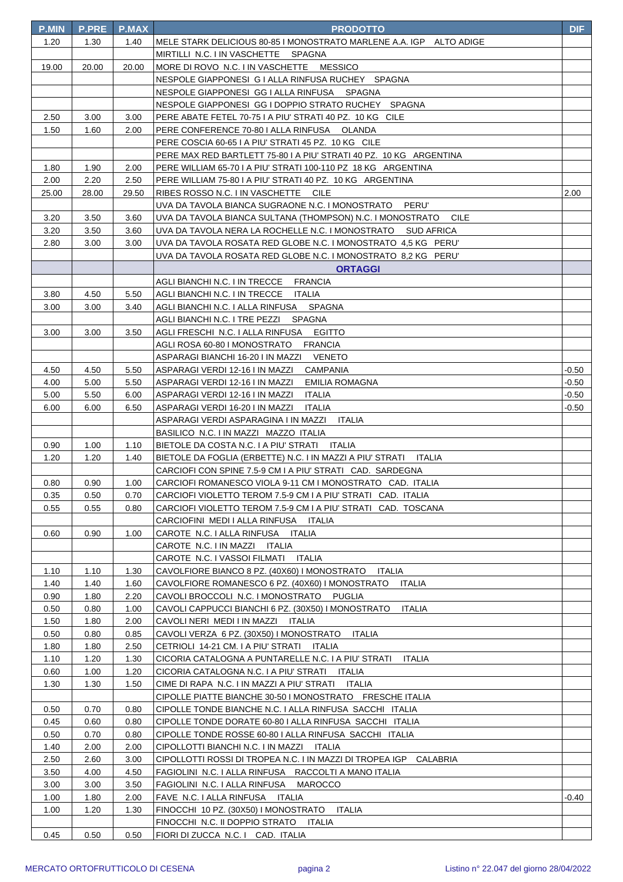| P.MIN | P.PRE | P.MAX | PRODOTTO | DIF |
|---|---|---|---|---|
| 1.20 | 1.30 | 1.40 | MELE STARK DELICIOUS 80-85 I MONOSTRATO MARLENE A.A. IGP ALTO ADIGE | |
| | | | MIRTILLI N.C. I IN VASCHETTE SPAGNA | |
| 19.00 | 20.00 | 20.00 | MORE DI ROVO N.C. I IN VASCHETTE MESSICO | |
| | | | NESPOLE GIAPPONESI G I ALLA RINFUSA RUCHEY SPAGNA | |
| | | | NESPOLE GIAPPONESI GG I ALLA RINFUSA SPAGNA | |
| | | | NESPOLE GIAPPONESI GG I DOPPIO STRATO RUCHEY SPAGNA | |
| 2.50 | 3.00 | 3.00 | PERE ABATE FETEL 70-75 I A PIU' STRATI 40 PZ. 10 KG CILE | |
| 1.50 | 1.60 | 2.00 | PERE CONFERENCE 70-80 I ALLA RINFUSA OLANDA | |
| | | | PERE COSCIA 60-65 I A PIU' STRATI 45 PZ. 10 KG CILE | |
| | | | PERE MAX RED BARTLETT 75-80 I A PIU' STRATI 40 PZ. 10 KG ARGENTINA | |
| 1.80 | 1.90 | 2.00 | PERE WILLIAM 65-70 I A PIU' STRATI 100-110 PZ 18 KG ARGENTINA | |
| 2.00 | 2.20 | 2.50 | PERE WILLIAM 75-80 I A PIU' STRATI 40 PZ. 10 KG ARGENTINA | |
| 25.00 | 28.00 | 29.50 | RIBES ROSSO N.C. I IN VASCHETTE CILE | 2.00 |
| | | | UVA DA TAVOLA BIANCA SUGRAONE N.C. I MONOSTRATO PERU' | |
| 3.20 | 3.50 | 3.60 | UVA DA TAVOLA BIANCA SULTANA (THOMPSON) N.C. I MONOSTRATO CILE | |
| 3.20 | 3.50 | 3.60 | UVA DA TAVOLA NERA LA ROCHELLE N.C. I MONOSTRATO SUD AFRICA | |
| 2.80 | 3.00 | 3.00 | UVA DA TAVOLA ROSATA RED GLOBE N.C. I MONOSTRATO 4,5 KG PERU' | |
| | | | UVA DA TAVOLA ROSATA RED GLOBE N.C. I MONOSTRATO 8,2 KG PERU' | |
| | | | **ORTAGGI** | |
| | | | AGLI BIANCHI N.C. I IN TRECCE FRANCIA | |
| 3.80 | 4.50 | 5.50 | AGLI BIANCHI N.C. I IN TRECCE ITALIA | |
| 3.00 | 3.00 | 3.40 | AGLI BIANCHI N.C. I ALLA RINFUSA SPAGNA | |
| | | | AGLI BIANCHI N.C. I TRE PEZZI SPAGNA | |
| 3.00 | 3.00 | 3.50 | AGLI FRESCHI N.C. I ALLA RINFUSA EGITTO | |
| | | | AGLI ROSA 60-80 I MONOSTRATO FRANCIA | |
| | | | ASPARAGI BIANCHI 16-20 I IN MAZZI VENETO | |
| 4.50 | 4.50 | 5.50 | ASPARAGI VERDI 12-16 I IN MAZZI CAMPANIA | -0.50 |
| 4.00 | 5.00 | 5.50 | ASPARAGI VERDI 12-16 I IN MAZZI EMILIA ROMAGNA | -0.50 |
| 5.00 | 5.50 | 6.00 | ASPARAGI VERDI 12-16 I IN MAZZI ITALIA | -0.50 |
| 6.00 | 6.00 | 6.50 | ASPARAGI VERDI 16-20 I IN MAZZI ITALIA | -0.50 |
| | | | ASPARAGI VERDI ASPARAGINA I IN MAZZI ITALIA | |
| | | | BASILICO N.C. I IN MAZZI MAZZO ITALIA | |
| 0.90 | 1.00 | 1.10 | BIETOLE DA COSTA N.C. I A PIU' STRATI ITALIA | |
| 1.20 | 1.20 | 1.40 | BIETOLE DA FOGLIA (ERBETTE) N.C. I IN MAZZI A PIU' STRATI ITALIA | |
| | | | CARCIOFI CON SPINE 7.5-9 CM I A PIU' STRATI CAD. SARDEGNA | |
| 0.80 | 0.90 | 1.00 | CARCIOFI ROMANESCO VIOLA 9-11 CM I MONOSTRATO CAD. ITALIA | |
| 0.35 | 0.50 | 0.70 | CARCIOFI VIOLETTO TEROM 7.5-9 CM I A PIU' STRATI CAD. ITALIA | |
| 0.55 | 0.55 | 0.80 | CARCIOFI VIOLETTO TEROM 7.5-9 CM I A PIU' STRATI CAD. TOSCANA | |
| | | | CARCIOFINI MEDI I ALLA RINFUSA ITALIA | |
| 0.60 | 0.90 | 1.00 | CAROTE N.C. I ALLA RINFUSA ITALIA | |
| | | | CAROTE N.C. I IN MAZZI ITALIA | |
| | | | CAROTE N.C. I VASSOI FILMATI ITALIA | |
| 1.10 | 1.10 | 1.30 | CAVOLFIORE BIANCO 8 PZ. (40X60) I MONOSTRATO ITALIA | |
| 1.40 | 1.40 | 1.60 | CAVOLFIORE ROMANESCO 6 PZ. (40X60) I MONOSTRATO ITALIA | |
| 0.90 | 1.80 | 2.20 | CAVOLI BROCCOLI N.C. I MONOSTRATO PUGLIA | |
| 0.50 | 0.80 | 1.00 | CAVOLI CAPPUCCI BIANCHI 6 PZ. (30X50) I MONOSTRATO ITALIA | |
| 1.50 | 1.80 | 2.00 | CAVOLI NERI MEDI I IN MAZZI ITALIA | |
| 0.50 | 0.80 | 0.85 | CAVOLI VERZA 6 PZ. (30X50) I MONOSTRATO ITALIA | |
| 1.80 | 1.80 | 2.50 | CETRIOLI 14-21 CM. I A PIU' STRATI ITALIA | |
| 1.10 | 1.20 | 1.30 | CICORIA CATALOGNA A PUNTARELLE N.C. I A PIU' STRATI ITALIA | |
| 0.60 | 1.00 | 1.20 | CICORIA CATALOGNA N.C. I A PIU' STRATI ITALIA | |
| 1.30 | 1.30 | 1.50 | CIME DI RAPA N.C. I IN MAZZI A PIU' STRATI ITALIA | |
| | | | CIPOLLE PIATTE BIANCHE 30-50 I MONOSTRATO FRESCHE ITALIA | |
| 0.50 | 0.70 | 0.80 | CIPOLLE TONDE BIANCHE N.C. I ALLA RINFUSA SACCHI ITALIA | |
| 0.45 | 0.60 | 0.80 | CIPOLLE TONDE DORATE 60-80 I ALLA RINFUSA SACCHI ITALIA | |
| 0.50 | 0.70 | 0.80 | CIPOLLE TONDE ROSSE 60-80 I ALLA RINFUSA SACCHI ITALIA | |
| 1.40 | 2.00 | 2.00 | CIPOLLOTTI BIANCHI N.C. I IN MAZZI ITALIA | |
| 2.50 | 2.60 | 3.00 | CIPOLLOTTI ROSSI DI TROPEA N.C. I IN MAZZI DI TROPEA IGP CALABRIA | |
| 3.50 | 4.00 | 4.50 | FAGIOLINI N.C. I ALLA RINFUSA RACCOLTI A MANO ITALIA | |
| 3.00 | 3.00 | 3.50 | FAGIOLINI N.C. I ALLA RINFUSA MAROCCO | |
| 1.00 | 1.80 | 2.00 | FAVE N.C. I ALLA RINFUSA ITALIA | -0.40 |
| 1.00 | 1.20 | 1.30 | FINOCCHI 10 PZ. (30X50) I MONOSTRATO ITALIA | |
| | | | FINOCCHI N.C. II DOPPIO STRATO ITALIA | |
| 0.45 | 0.50 | 0.50 | FIORI DI ZUCCA N.C. I CAD. ITALIA | |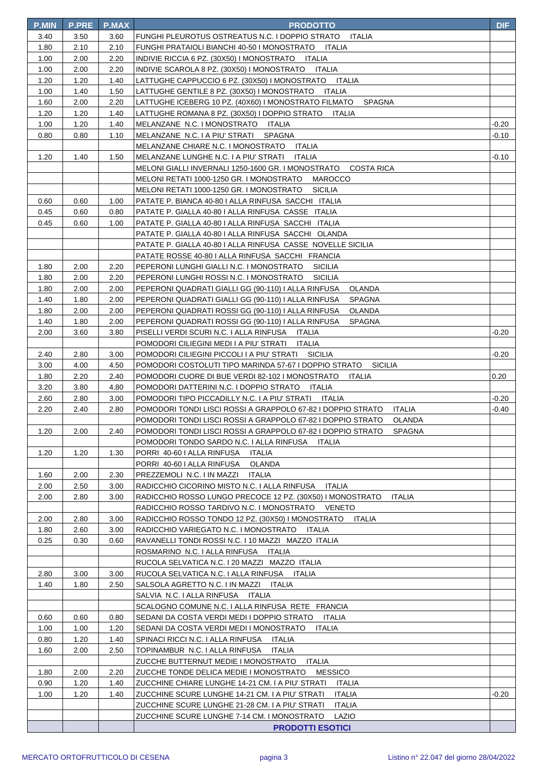| P.MIN | P.PRE | P.MAX | PRODOTTO | DIF |
|---|---|---|---|---|
| 3.40 | 3.50 | 3.60 | FUNGHI PLEUROTUS OSTREATUS N.C. I DOPPIO STRATO ITALIA | |
| 1.80 | 2.10 | 2.10 | FUNGHI PRATAIOLI BIANCHI 40-50 I MONOSTRATO ITALIA | |
| 1.00 | 2.00 | 2.20 | INDIVIE RICCIA 6 PZ. (30X50) I MONOSTRATO ITALIA | |
| 1.00 | 2.00 | 2.20 | INDIVIE SCAROLA 8 PZ. (30X50) I MONOSTRATO ITALIA | |
| 1.20 | 1.20 | 1.40 | LATTUGHE CAPPUCCIO 6 PZ. (30X50) I MONOSTRATO ITALIA | |
| 1.00 | 1.40 | 1.50 | LATTUGHE GENTILE 8 PZ. (30X50) I MONOSTRATO ITALIA | |
| 1.60 | 2.00 | 2.20 | LATTUGHE ICEBERG 10 PZ. (40X60) I MONOSTRATO FILMATO SPAGNA | |
| 1.20 | 1.20 | 1.40 | LATTUGHE ROMANA 8 PZ. (30X50) I DOPPIO STRATO ITALIA | |
| 1.00 | 1.20 | 1.40 | MELANZANE N.C. I MONOSTRATO ITALIA | -0.20 |
| 0.80 | 0.80 | 1.10 | MELANZANE N.C. I A PIU' STRATI SPAGNA | -0.10 |
| | | | MELANZANE CHIARE N.C. I MONOSTRATO ITALIA | |
| 1.20 | 1.40 | 1.50 | MELANZANE LUNGHE N.C. I A PIU' STRATI ITALIA | -0.10 |
| | | | MELONI GIALLI INVERNALI 1250-1600 GR. I MONOSTRATO COSTA RICA | |
| | | | MELONI RETATI 1000-1250 GR. I MONOSTRATO MAROCCO | |
| | | | MELONI RETATI 1000-1250 GR. I MONOSTRATO SICILIA | |
| 0.60 | 0.60 | 1.00 | PATATE P. BIANCA 40-80 I ALLA RINFUSA SACCHI ITALIA | |
| 0.45 | 0.60 | 0.80 | PATATE P. GIALLA 40-80 I ALLA RINFUSA CASSE ITALIA | |
| 0.45 | 0.60 | 1.00 | PATATE P. GIALLA 40-80 I ALLA RINFUSA SACCHI ITALIA | |
| | | | PATATE P. GIALLA 40-80 I ALLA RINFUSA SACCHI OLANDA | |
| | | | PATATE P. GIALLA 40-80 I ALLA RINFUSA CASSE NOVELLE SICILIA | |
| | | | PATATE ROSSE 40-80 I ALLA RINFUSA SACCHI FRANCIA | |
| 1.80 | 2.00 | 2.20 | PEPERONI LUNGHI GIALLI N.C. I MONOSTRATO SICILIA | |
| 1.80 | 2.00 | 2.20 | PEPERONI LUNGHI ROSSI N.C. I MONOSTRATO SICILIA | |
| 1.80 | 2.00 | 2.00 | PEPERONI QUADRATI GIALLI GG (90-110) I ALLA RINFUSA OLANDA | |
| 1.40 | 1.80 | 2.00 | PEPERONI QUADRATI GIALLI GG (90-110) I ALLA RINFUSA SPAGNA | |
| 1.80 | 2.00 | 2.00 | PEPERONI QUADRATI ROSSI GG (90-110) I ALLA RINFUSA OLANDA | |
| 1.40 | 1.80 | 2.00 | PEPERONI QUADRATI ROSSI GG (90-110) I ALLA RINFUSA SPAGNA | |
| 2.00 | 3.60 | 3.80 | PISELLI VERDI SCURI N.C. I ALLA RINFUSA ITALIA | -0.20 |
| | | | POMODORI CILIEGINI MEDI I A PIU' STRATI ITALIA | |
| 2.40 | 2.80 | 3.00 | POMODORI CILIEGINI PICCOLI I A PIU' STRATI SICILIA | -0.20 |
| 3.00 | 4.00 | 4.50 | POMODORI COSTOLUTI TIPO MARINDA 57-67 I DOPPIO STRATO SICILIA | |
| 1.80 | 2.20 | 2.40 | POMODORI CUORE DI BUE VERDI 82-102 I MONOSTRATO ITALIA | 0.20 |
| 3.20 | 3.80 | 4.80 | POMODORI DATTERINI N.C. I DOPPIO STRATO ITALIA | |
| 2.60 | 2.80 | 3.00 | POMODORI TIPO PICCADILLY N.C. I A PIU' STRATI ITALIA | -0.20 |
| 2.20 | 2.40 | 2.80 | POMODORI TONDI LISCI ROSSI A GRAPPOLO 67-82 I DOPPIO STRATO ITALIA | -0.40 |
| | | | POMODORI TONDI LISCI ROSSI A GRAPPOLO 67-82 I DOPPIO STRATO OLANDA | |
| 1.20 | 2.00 | 2.40 | POMODORI TONDI LISCI ROSSI A GRAPPOLO 67-82 I DOPPIO STRATO SPAGNA | |
| | | | POMODORI TONDO SARDO N.C. I ALLA RINFUSA ITALIA | |
| 1.20 | 1.20 | 1.30 | PORRI 40-60 I ALLA RINFUSA ITALIA | |
| | | | PORRI 40-60 I ALLA RINFUSA OLANDA | |
| 1.60 | 2.00 | 2.30 | PREZZEMOLI N.C. I IN MAZZI ITALIA | |
| 2.00 | 2.50 | 3.00 | RADICCHIO CICORINO MISTO N.C. I ALLA RINFUSA ITALIA | |
| 2.00 | 2.80 | 3.00 | RADICCHIO ROSSO LUNGO PRECOCE 12 PZ. (30X50) I MONOSTRATO ITALIA | |
| | | | RADICCHIO ROSSO TARDIVO N.C. I MONOSTRATO VENETO | |
| 2.00 | 2.80 | 3.00 | RADICCHIO ROSSO TONDO 12 PZ. (30X50) I MONOSTRATO ITALIA | |
| 1.80 | 2.60 | 3.00 | RADICCHIO VARIEGATO N.C. I MONOSTRATO ITALIA | |
| 0.25 | 0.30 | 0.60 | RAVANELLI TONDI ROSSI N.C. I 10 MAZZI MAZZO ITALIA | |
| | | | ROSMARINO N.C. I ALLA RINFUSA ITALIA | |
| | | | RUCOLA SELVATICA N.C. I 20 MAZZI MAZZO ITALIA | |
| 2.80 | 3.00 | 3.00 | RUCOLA SELVATICA N.C. I ALLA RINFUSA ITALIA | |
| 1.40 | 1.80 | 2.50 | SALSOLA AGRETTO N.C. I IN MAZZI ITALIA | |
| | | | SALVIA N.C. I ALLA RINFUSA ITALIA | |
| | | | SCALOGNO COMUNE N.C. I ALLA RINFUSA RETE FRANCIA | |
| 0.60 | 0.60 | 0.80 | SEDANI DA COSTA VERDI MEDI I DOPPIO STRATO ITALIA | |
| 1.00 | 1.00 | 1.20 | SEDANI DA COSTA VERDI MEDI I MONOSTRATO ITALIA | |
| 0.80 | 1.20 | 1.40 | SPINACI RICCI N.C. I ALLA RINFUSA ITALIA | |
| 1.60 | 2.00 | 2.50 | TOPINAMBUR N.C. I ALLA RINFUSA ITALIA | |
| | | | ZUCCHE BUTTERNUT MEDIE I MONOSTRATO ITALIA | |
| 1.80 | 2.00 | 2.20 | ZUCCHE TONDE DELICA MEDIE I MONOSTRATO MESSICO | |
| 0.90 | 1.20 | 1.40 | ZUCCHINE CHIARE LUNGHE 14-21 CM. I A PIU' STRATI ITALIA | |
| 1.00 | 1.20 | 1.40 | ZUCCHINE SCURE LUNGHE 14-21 CM. I A PIU' STRATI ITALIA | -0.20 |
| | | | ZUCCHINE SCURE LUNGHE 21-28 CM. I A PIU' STRATI ITALIA | |
| | | | ZUCCHINE SCURE LUNGHE 7-14 CM. I MONOSTRATO LAZIO | |
| | | | **PRODOTTI ESOTICI** | |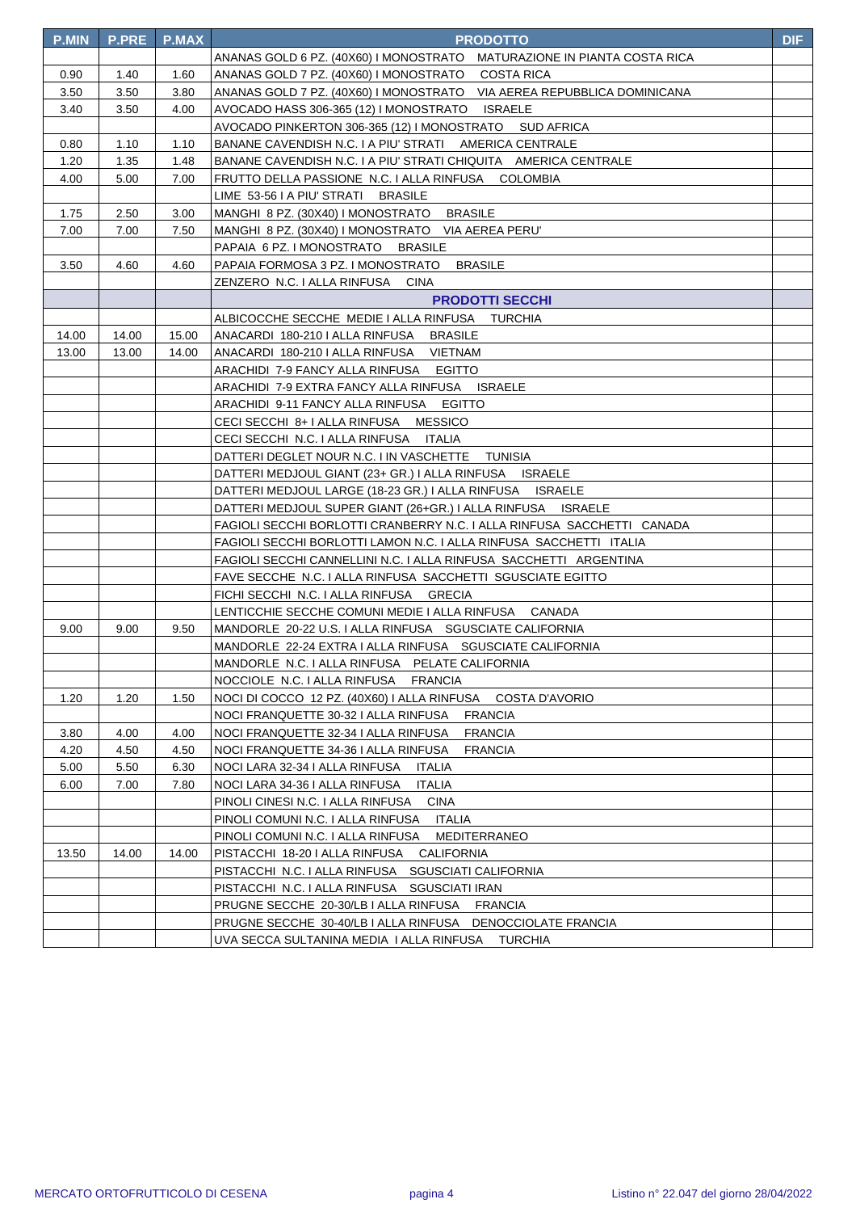| P.MIN | P.PRE | P.MAX | PRODOTTO | DIF |
|---|---|---|---|---|
| | | | ANANAS GOLD 6 PZ. (40X60) I MONOSTRATO MATURAZIONE IN PIANTA COSTA RICA | |
| 0.90 | 1.40 | 1.60 | ANANAS GOLD 7 PZ. (40X60) I MONOSTRATO COSTA RICA | |
| 3.50 | 3.50 | 3.80 | ANANAS GOLD 7 PZ. (40X60) I MONOSTRATO VIA AEREA REPUBBLICA DOMINICANA | |
| 3.40 | 3.50 | 4.00 | AVOCADO HASS 306-365 (12) I MONOSTRATO ISRAELE | |
| | | | AVOCADO PINKERTON 306-365 (12) I MONOSTRATO SUD AFRICA | |
| 0.80 | 1.10 | 1.10 | BANANE CAVENDISH N.C. I A PIU' STRATI AMERICA CENTRALE | |
| 1.20 | 1.35 | 1.48 | BANANE CAVENDISH N.C. I A PIU' STRATI CHIQUITA AMERICA CENTRALE | |
| 4.00 | 5.00 | 7.00 | FRUTTO DELLA PASSIONE N.C. I ALLA RINFUSA COLOMBIA | |
| | | | LIME 53-56 I A PIU' STRATI BRASILE | |
| 1.75 | 2.50 | 3.00 | MANGHI 8 PZ. (30X40) I MONOSTRATO BRASILE | |
| 7.00 | 7.00 | 7.50 | MANGHI 8 PZ. (30X40) I MONOSTRATO VIA AEREA PERU' | |
| | | | PAPAIA 6 PZ. I MONOSTRATO BRASILE | |
| 3.50 | 4.60 | 4.60 | PAPAIA FORMOSA 3 PZ. I MONOSTRATO BRASILE | |
| | | | ZENZERO N.C. I ALLA RINFUSA CINA | |
| | | | **PRODOTTI SECCHI** | |
| | | | ALBICOCCHE SECCHE MEDIE I ALLA RINFUSA TURCHIA | |
| 14.00 | 14.00 | 15.00 | ANACARDI 180-210 I ALLA RINFUSA BRASILE | |
| 13.00 | 13.00 | 14.00 | ANACARDI 180-210 I ALLA RINFUSA VIETNAM | |
| | | | ARACHIDI 7-9 FANCY ALLA RINFUSA EGITTO | |
| | | | ARACHIDI 7-9 EXTRA FANCY ALLA RINFUSA ISRAELE | |
| | | | ARACHIDI 9-11 FANCY ALLA RINFUSA EGITTO | |
| | | | CECI SECCHI 8+ I ALLA RINFUSA MESSICO | |
| | | | CECI SECCHI N.C. I ALLA RINFUSA ITALIA | |
| | | | DATTERI DEGLET NOUR N.C. I IN VASCHETTE TUNISIA | |
| | | | DATTERI MEDJOUL GIANT (23+ GR.) I ALLA RINFUSA ISRAELE | |
| | | | DATTERI MEDJOUL LARGE (18-23 GR.) I ALLA RINFUSA ISRAELE | |
| | | | DATTERI MEDJOUL SUPER GIANT (26+GR.) I ALLA RINFUSA ISRAELE | |
| | | | FAGIOLI SECCHI BORLOTTI CRANBERRY N.C. I ALLA RINFUSA SACCHETTI CANADA | |
| | | | FAGIOLI SECCHI BORLOTTI LAMON N.C. I ALLA RINFUSA SACCHETTI ITALIA | |
| | | | FAGIOLI SECCHI CANNELLINI N.C. I ALLA RINFUSA SACCHETTI ARGENTINA | |
| | | | FAVE SECCHE N.C. I ALLA RINFUSA SACCHETTI SGUSCIATE EGITTO | |
| | | | FICHI SECCHI N.C. I ALLA RINFUSA GRECIA | |
| | | | LENTICCHIE SECCHE COMUNI MEDIE I ALLA RINFUSA CANADA | |
| 9.00 | 9.00 | 9.50 | MANDORLE 20-22 U.S. I ALLA RINFUSA SGUSCIATE CALIFORNIA | |
| | | | MANDORLE 22-24 EXTRA I ALLA RINFUSA SGUSCIATE CALIFORNIA | |
| | | | MANDORLE N.C. I ALLA RINFUSA PELATE CALIFORNIA | |
| | | | NOCCIOLE N.C. I ALLA RINFUSA FRANCIA | |
| 1.20 | 1.20 | 1.50 | NOCI DI COCCO 12 PZ. (40X60) I ALLA RINFUSA COSTA D'AVORIO | |
| | | | NOCI FRANQUETTE 30-32 I ALLA RINFUSA FRANCIA | |
| 3.80 | 4.00 | 4.00 | NOCI FRANQUETTE 32-34 I ALLA RINFUSA FRANCIA | |
| 4.20 | 4.50 | 4.50 | NOCI FRANQUETTE 34-36 I ALLA RINFUSA FRANCIA | |
| 5.00 | 5.50 | 6.30 | NOCI LARA 32-34 I ALLA RINFUSA ITALIA | |
| 6.00 | 7.00 | 7.80 | NOCI LARA 34-36 I ALLA RINFUSA ITALIA | |
| | | | PINOLI CINESI N.C. I ALLA RINFUSA CINA | |
| | | | PINOLI COMUNI N.C. I ALLA RINFUSA ITALIA | |
| | | | PINOLI COMUNI N.C. I ALLA RINFUSA MEDITERRANEO | |
| 13.50 | 14.00 | 14.00 | PISTACCHI 18-20 I ALLA RINFUSA CALIFORNIA | |
| | | | PISTACCHI N.C. I ALLA RINFUSA SGUSCIATI CALIFORNIA | |
| | | | PISTACCHI N.C. I ALLA RINFUSA SGUSCIATI IRAN | |
| | | | PRUGNE SECCHE 20-30/LB I ALLA RINFUSA FRANCIA | |
| | | | PRUGNE SECCHE 30-40/LB I ALLA RINFUSA DENOCCIOLATE FRANCIA | |
| | | | UVA SECCA SULTANINA MEDIA I ALLA RINFUSA TURCHIA | |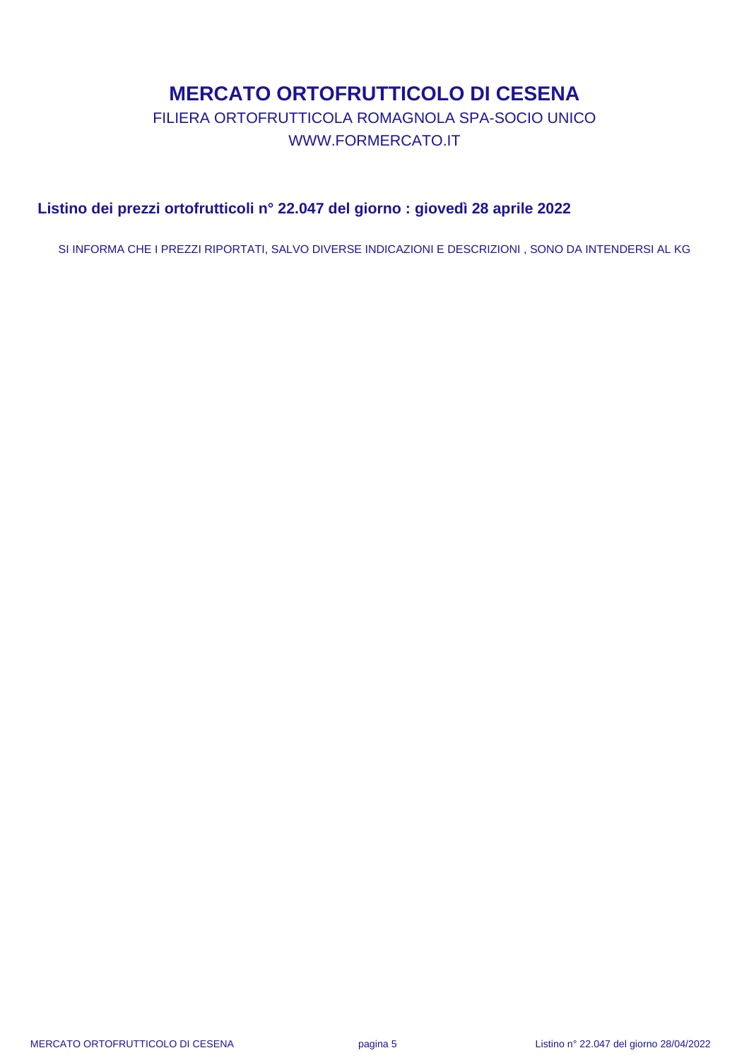# MERCATO ORTOFRUTTICOLO DI CESENA

FILIERA ORTOFRUTTICOLA ROMAGNOLA SPA-SOCIO UNICO

WWW.FORMERCATO.IT

## Listino dei prezzi ortofrutticoli n° 22.047 del giorno : giovedì 28 aprile 2022

SI INFORMA CHE I PREZZI RIPORTATI, SALVO DIVERSE INDICAZIONI E DESCRIZIONI , SONO DA INTENDERSI AL KG